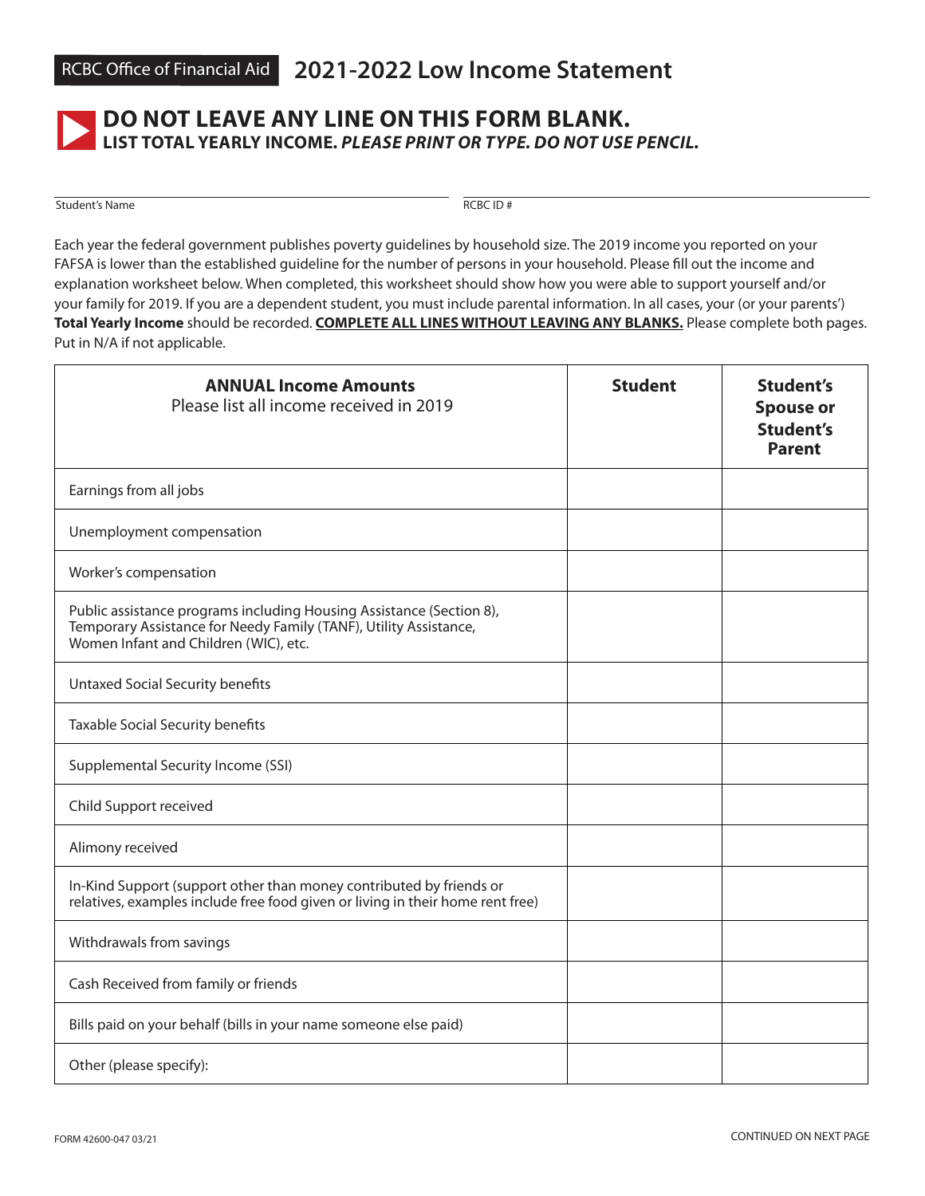RCBC Office of Financial Aid

# 2021-2022 Low Income Statement

## DO NOT LEAVE ANY LINE ON THIS FORM BLANK.

**LIST TOTAL YEARLY INCOME.** ***PLEASE PRINT OR TYPE. DO NOT USE PENCIL.***

Student's Name ______________________ RCBC ID # ______________________

Each year the federal government publishes poverty guidelines by household size. The 2019 income you reported on your FAFSA is lower than the established guideline for the number of persons in your household. Please fill out the income and explanation worksheet below. When completed, this worksheet should show how you were able to support yourself and/or your family for 2019. If you are a dependent student, you must include parental information. In all cases, your (or your parents') **Total Yearly Income** should be recorded. **COMPLETE ALL LINES WITHOUT LEAVING ANY BLANKS.** Please complete both pages. Put in N/A if not applicable.

| **ANNUAL Income Amounts** Please list all income received in 2019 | **Student** | **Student's Spouse or Student's Parent** |
|---|---|---|
| Earnings from all jobs | | |
| Unemployment compensation | | |
| Worker's compensation | | |
| Public assistance programs including Housing Assistance (Section 8), Temporary Assistance for Needy Family (TANF), Utility Assistance, Women Infant and Children (WIC), etc. | | |
| Untaxed Social Security benefits | | |
| Taxable Social Security benefits | | |
| Supplemental Security Income (SSI) | | |
| Child Support received | | |
| Alimony received | | |
| In-Kind Support (support other than money contributed by friends or relatives, examples include free food given or living in their home rent free) | | |
| Withdrawals from savings | | |
| Cash Received from family or friends | | |
| Bills paid on your behalf (bills in your name someone else paid) | | |
| Other (please specify): | | |

FORM 42600-047 03/21

CONTINUED ON NEXT PAGE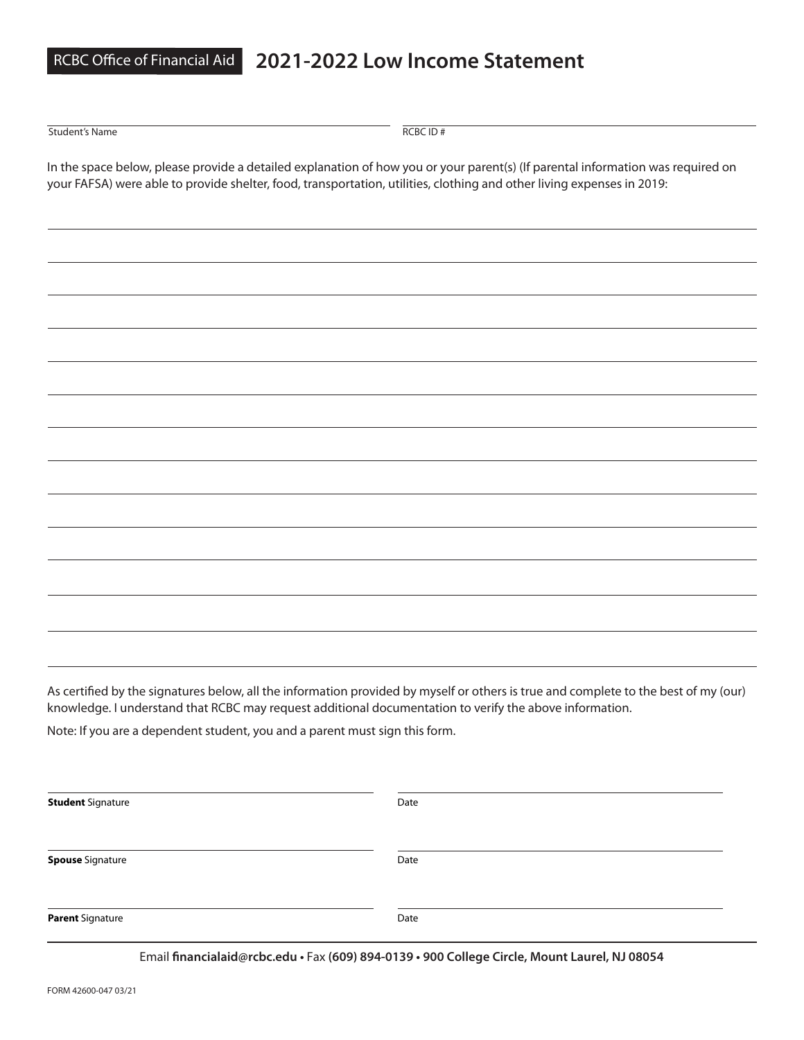RCBC Office of Financial Aid

# 2021-2022 Low Income Statement

Student's Name ______________________________ RCBC ID # ______________________________

In the space below, please provide a detailed explanation of how you or your parent(s) (If parental information was required on your FAFSA) were able to provide shelter, food, transportation, utilities, clothing and other living expenses in 2019:

______________________________________________________________________________

______________________________________________________________________________

______________________________________________________________________________

______________________________________________________________________________

______________________________________________________________________________

______________________________________________________________________________

______________________________________________________________________________

______________________________________________________________________________

______________________________________________________________________________

______________________________________________________________________________

______________________________________________________________________________

______________________________________________________________________________

______________________________________________________________________________

______________________________________________________________________________

As certified by the signatures below, all the information provided by myself or others is true and complete to the best of my (our) knowledge. I understand that RCBC may request additional documentation to verify the above information.

Note: If you are a dependent student, you and a parent must sign this form.

______________________________ ______________________________
**Student** Signature Date

______________________________ ______________________________
**Spouse** Signature Date

______________________________ ______________________________
**Parent** Signature Date

Email **financialaid@rcbc.edu** • Fax **(609) 894-0139** • **900 College Circle, Mount Laurel, NJ 08054**

FORM 42600-047 03/21